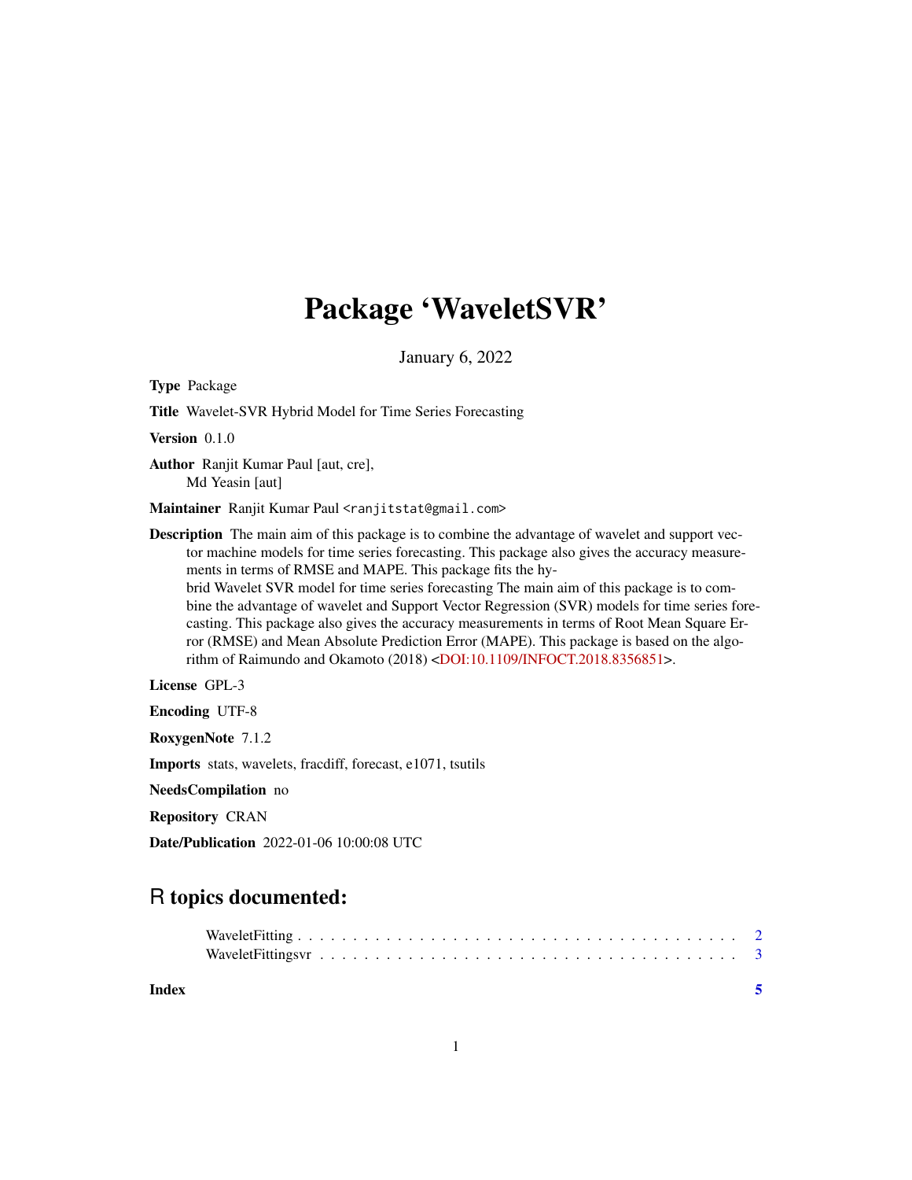# Package 'WaveletSVR'

January 6, 2022

**Type** Package

**Title** Wavelet-SVR Hybrid Model for Time Series Forecasting

**Version** 0.1.0

**Author** Ranjit Kumar Paul [aut, cre],
Md Yeasin [aut]

**Maintainer** Ranjit Kumar Paul <ranjitstat@gmail.com>

**Description** The main aim of this package is to combine the advantage of wavelet and support vector machine models for time series forecasting. This package also gives the accuracy measurements in terms of RMSE and MAPE. This package fits the hybrid Wavelet SVR model for time series forecasting The main aim of this package is to combine the advantage of wavelet and Support Vector Regression (SVR) models for time series forecasting. This package also gives the accuracy measurements in terms of Root Mean Square Error (RMSE) and Mean Absolute Prediction Error (MAPE). This package is based on the algorithm of Raimundo and Okamoto (2018) <DOI:10.1109/INFOCT.2018.8356851>.

**License** GPL-3

**Encoding** UTF-8

**RoxygenNote** 7.1.2

**Imports** stats, wavelets, fracdiff, forecast, e1071, tsutils

**NeedsCompilation** no

**Repository** CRAN

**Date/Publication** 2022-01-06 10:00:08 UTC

## R topics documented:

| | |
|---|---|
| WaveletFitting | 2 |
| WaveletFittingsvr | 3 |
| **Index** | **5** |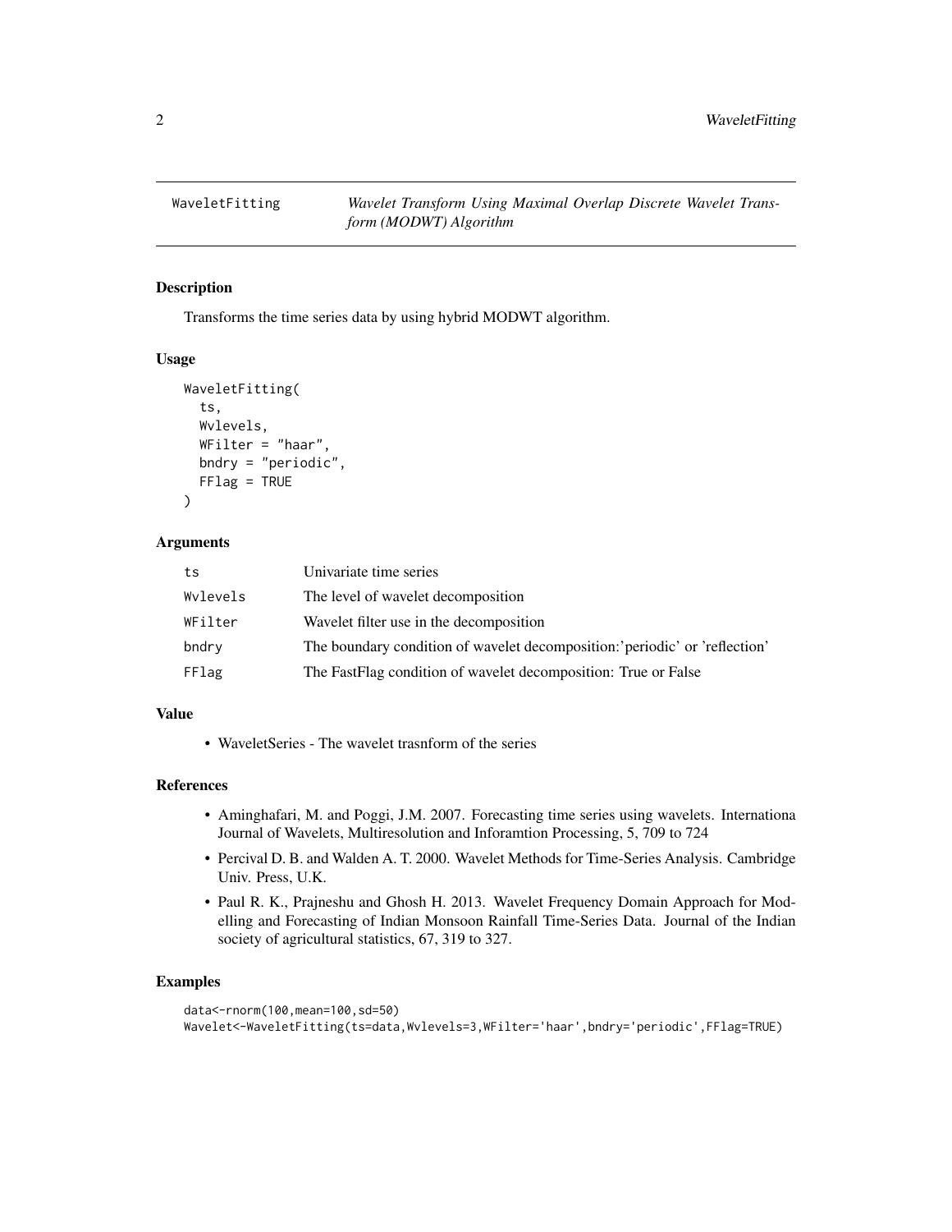# WaveletFitting

*Wavelet Transform Using Maximal Overlap Discrete Wavelet Transform (MODWT) Algorithm*

## Description

Transforms the time series data by using hybrid MODWT algorithm.

## Usage

```
WaveletFitting(
  ts,
  Wvlevels,
  WFilter = "haar",
  bndry = "periodic",
  FFlag = TRUE
)
```

## Arguments

| | |
|---|---|
| ts | Univariate time series |
| Wvlevels | The level of wavelet decomposition |
| WFilter | Wavelet filter use in the decomposition |
| bndry | The boundary condition of wavelet decomposition:'periodic' or 'reflection' |
| FFlag | The FastFlag condition of wavelet decomposition: True or False |

## Value

- WaveletSeries - The wavelet trasnform of the series

## References

- Aminghafari, M. and Poggi, J.M. 2007. Forecasting time series using wavelets. Internationa Journal of Wavelets, Multiresolution and Inforamtion Processing, 5, 709 to 724
- Percival D. B. and Walden A. T. 2000. Wavelet Methods for Time-Series Analysis. Cambridge Univ. Press, U.K.
- Paul R. K., Prajneshu and Ghosh H. 2013. Wavelet Frequency Domain Approach for Modelling and Forecasting of Indian Monsoon Rainfall Time-Series Data. Journal of the Indian society of agricultural statistics, 67, 319 to 327.

## Examples

```
data<-rnorm(100,mean=100,sd=50)
Wavelet<-WaveletFitting(ts=data,Wvlevels=3,WFilter='haar',bndry='periodic',FFlag=TRUE)
```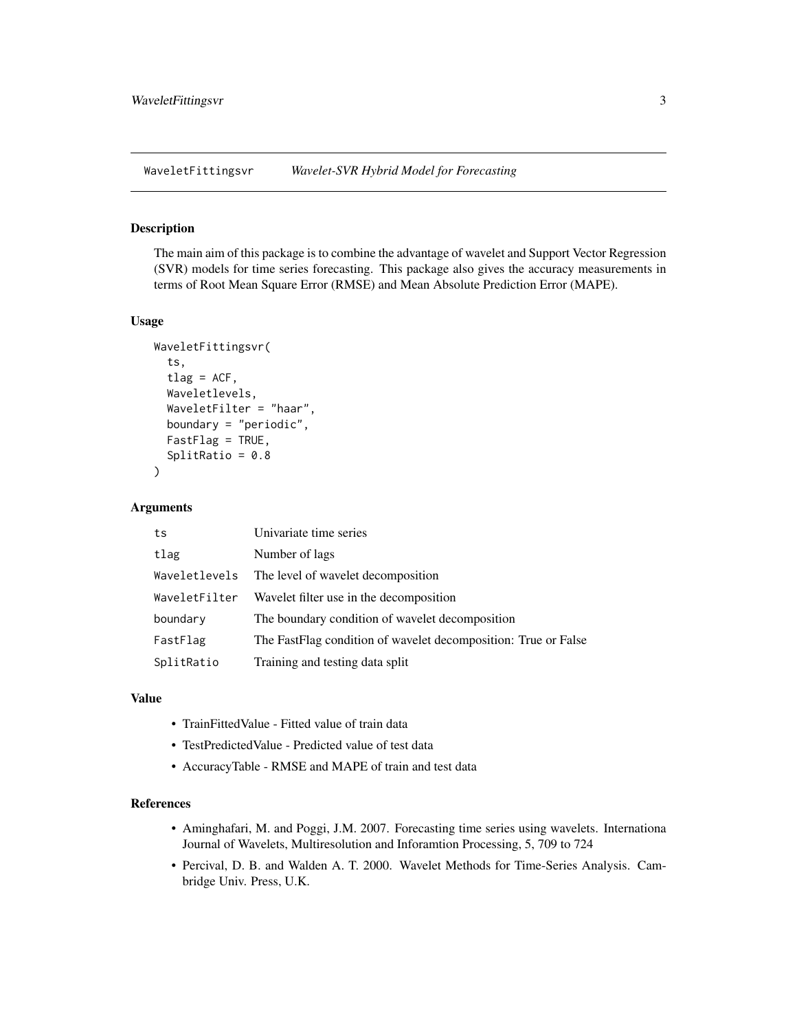## WaveletFittingsvr *Wavelet-SVR Hybrid Model for Forecasting*

### Description

The main aim of this package is to combine the advantage of wavelet and Support Vector Regression (SVR) models for time series forecasting. This package also gives the accuracy measurements in terms of Root Mean Square Error (RMSE) and Mean Absolute Prediction Error (MAPE).

### Usage

```
WaveletFittingsvr(
  ts,
  tlag = ACF,
  Waveletlevels,
  WaveletFilter = "haar",
  boundary = "periodic",
  FastFlag = TRUE,
  SplitRatio = 0.8
)
```

### Arguments

| | |
|---|---|
| `ts` | Univariate time series |
| `tlag` | Number of lags |
| `Waveletlevels` | The level of wavelet decomposition |
| `WaveletFilter` | Wavelet filter use in the decomposition |
| `boundary` | The boundary condition of wavelet decomposition |
| `FastFlag` | The FastFlag condition of wavelet decomposition: True or False |
| `SplitRatio` | Training and testing data split |

### Value

- TrainFittedValue - Fitted value of train data
- TestPredictedValue - Predicted value of test data
- AccuracyTable - RMSE and MAPE of train and test data

### References

- Aminghafari, M. and Poggi, J.M. 2007. Forecasting time series using wavelets. Internationa Journal of Wavelets, Multiresolution and Inforamtion Processing, 5, 709 to 724
- Percival, D. B. and Walden A. T. 2000. Wavelet Methods for Time-Series Analysis. Cambridge Univ. Press, U.K.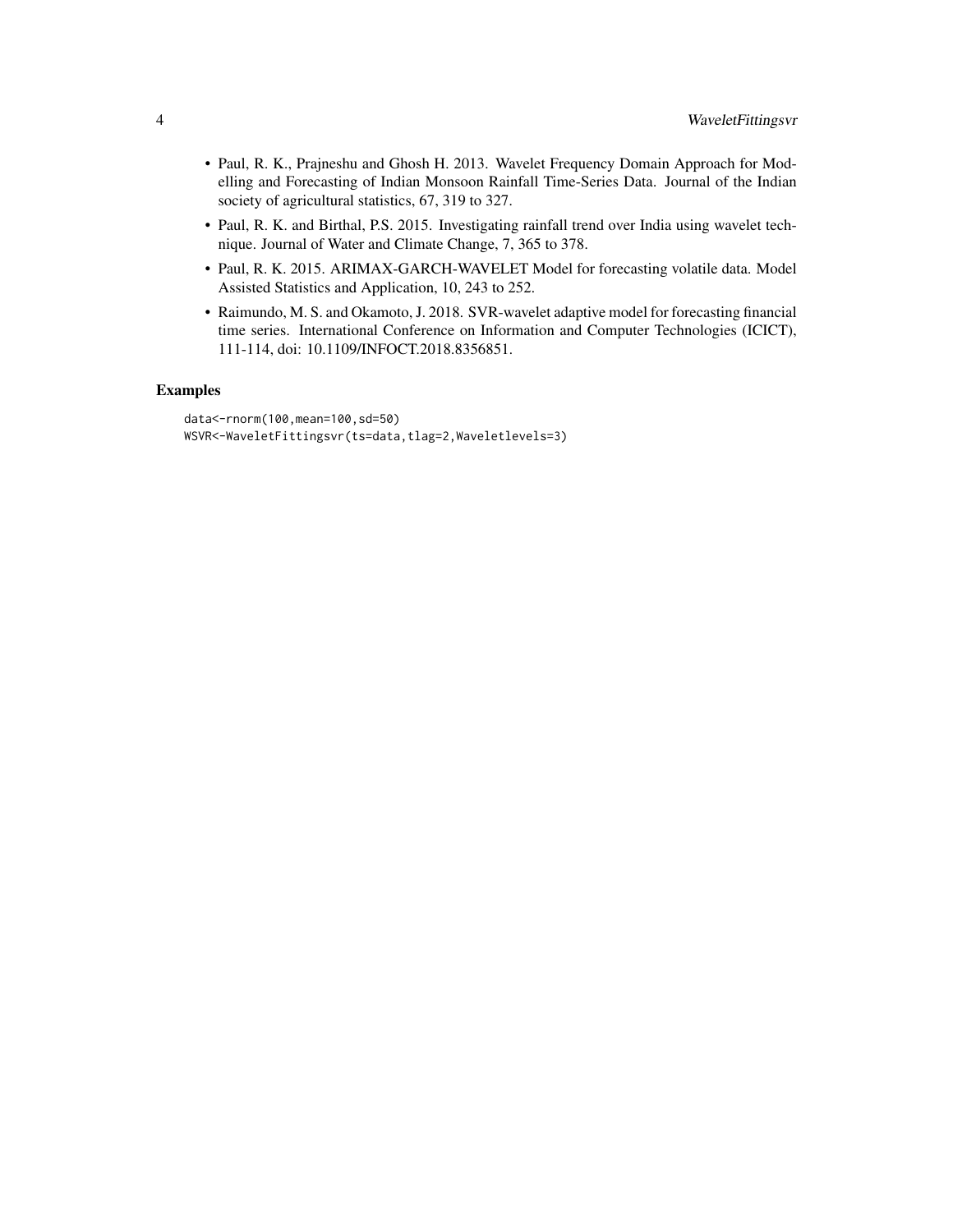- Paul, R. K., Prajneshu and Ghosh H. 2013. Wavelet Frequency Domain Approach for Modelling and Forecasting of Indian Monsoon Rainfall Time-Series Data. Journal of the Indian society of agricultural statistics, 67, 319 to 327.
- Paul, R. K. and Birthal, P.S. 2015. Investigating rainfall trend over India using wavelet technique. Journal of Water and Climate Change, 7, 365 to 378.
- Paul, R. K. 2015. ARIMAX-GARCH-WAVELET Model for forecasting volatile data. Model Assisted Statistics and Application, 10, 243 to 252.
- Raimundo, M. S. and Okamoto, J. 2018. SVR-wavelet adaptive model for forecasting financial time series. International Conference on Information and Computer Technologies (ICICT), 111-114, doi: 10.1109/INFOCT.2018.8356851.

## Examples

```
data<-rnorm(100,mean=100,sd=50)
WSVR<-WaveletFittingsvr(ts=data,tlag=2,Waveletlevels=3)
```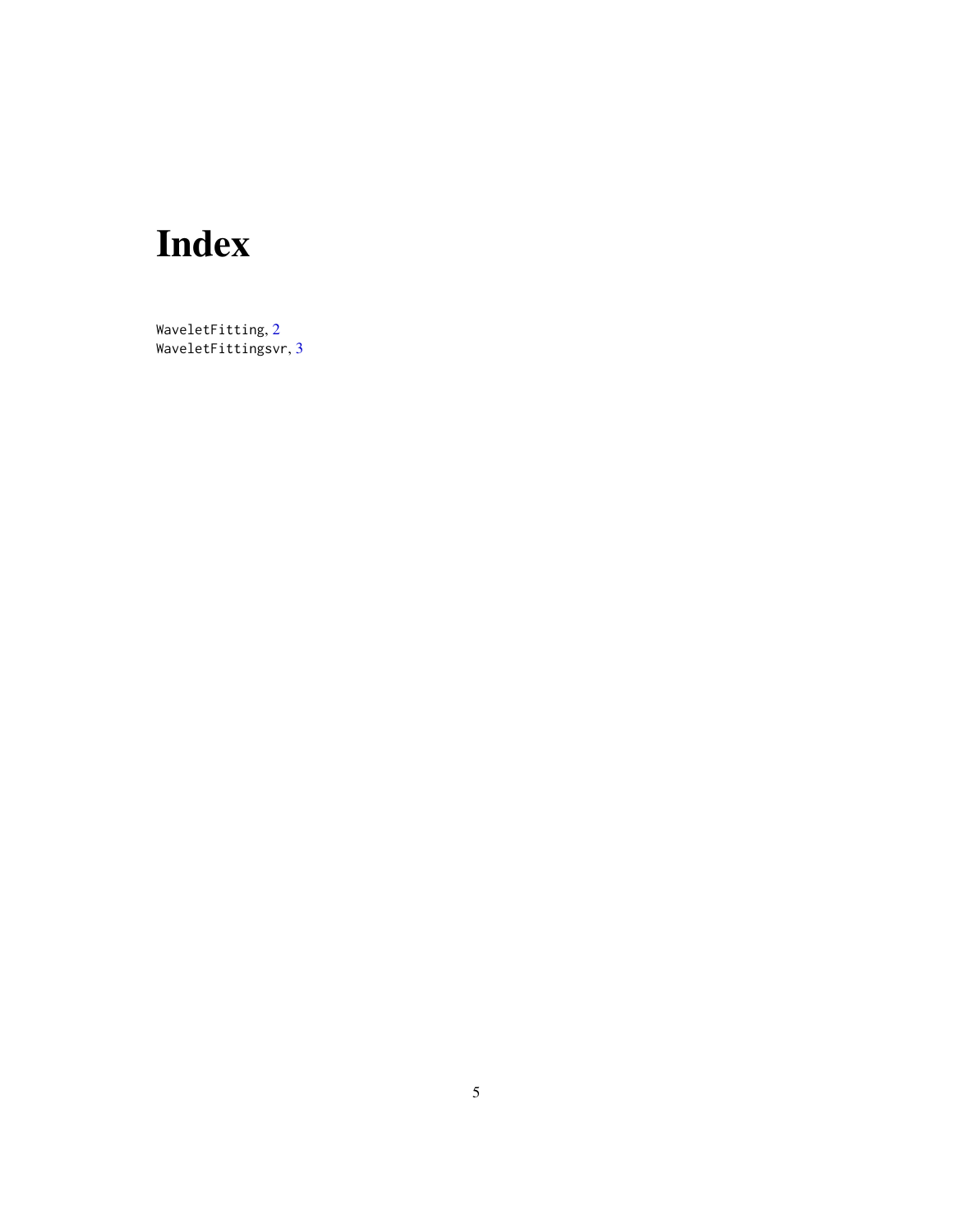# Index

WaveletFitting, 2
WaveletFittingsvr, 3